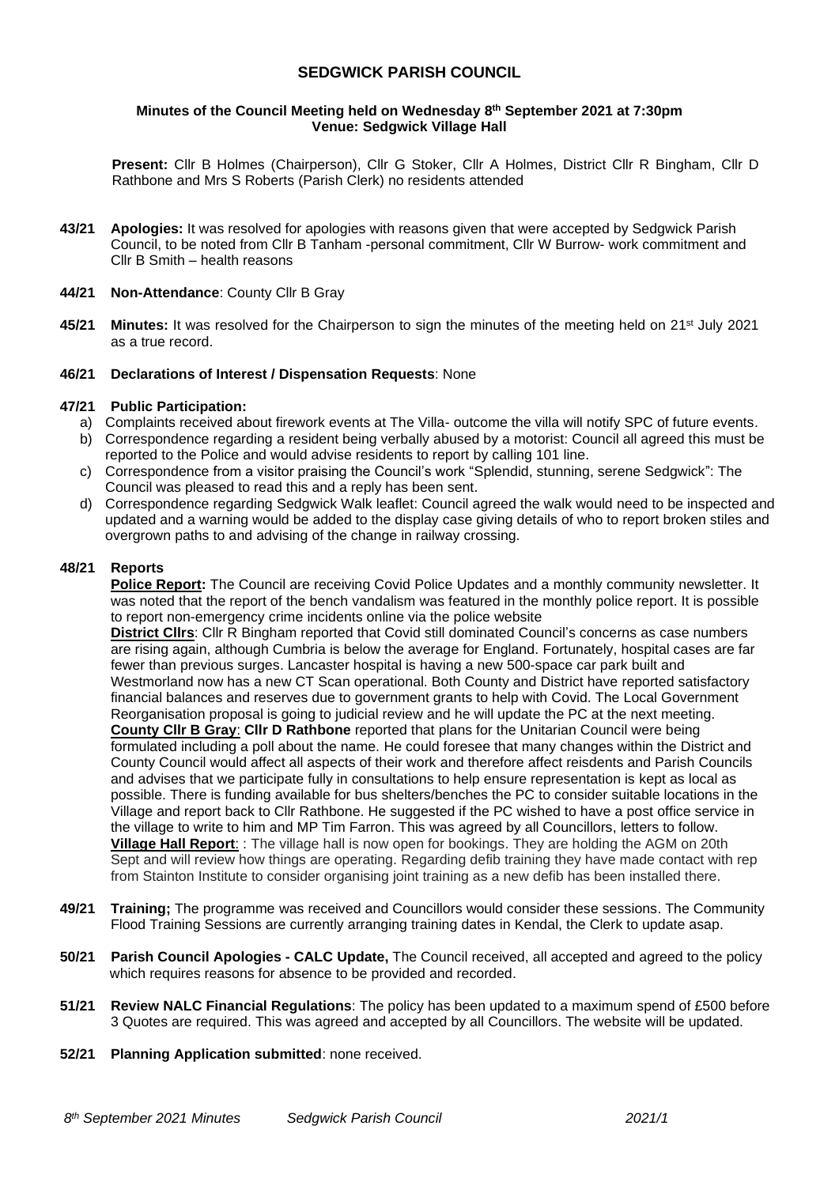# SEDGWICK PARISH COUNCIL

**Minutes of the Council Meeting held on Wednesday 8th September 2021 at 7:30pm**
**Venue: Sedgwick Village Hall**

**Present:** Cllr B Holmes (Chairperson), Cllr G Stoker, Cllr A Holmes, District Cllr R Bingham, Cllr D Rathbone and Mrs S Roberts (Parish Clerk) no residents attended

**43/21 Apologies:** It was resolved for apologies with reasons given that were accepted by Sedgwick Parish Council, to be noted from Cllr B Tanham -personal commitment, Cllr W Burrow- work commitment and Cllr B Smith – health reasons

**44/21 Non-Attendance**: County Cllr B Gray

**45/21 Minutes:** It was resolved for the Chairperson to sign the minutes of the meeting held on 21st July 2021 as a true record.

**46/21 Declarations of Interest / Dispensation Requests**: None

**47/21 Public Participation:**

a) Complaints received about firework events at The Villa- outcome the villa will notify SPC of future events.
b) Correspondence regarding a resident being verbally abused by a motorist: Council all agreed this must be reported to the Police and would advise residents to report by calling 101 line.
c) Correspondence from a visitor praising the Council's work "Splendid, stunning, serene Sedgwick": The Council was pleased to read this and a reply has been sent.
d) Correspondence regarding Sedgwick Walk leaflet: Council agreed the walk would need to be inspected and updated and a warning would be added to the display case giving details of who to report broken stiles and overgrown paths to and advising of the change in railway crossing.

**48/21 Reports**

**Police Report:** The Council are receiving Covid Police Updates and a monthly community newsletter. It was noted that the report of the bench vandalism was featured in the monthly police report. It is possible to report non-emergency crime incidents online via the police website

**District Cllrs**: Cllr R Bingham reported that Covid still dominated Council's concerns as case numbers are rising again, although Cumbria is below the average for England. Fortunately, hospital cases are far fewer than previous surges. Lancaster hospital is having a new 500-space car park built and Westmorland now has a new CT Scan operational. Both County and District have reported satisfactory financial balances and reserves due to government grants to help with Covid. The Local Government Reorganisation proposal is going to judicial review and he will update the PC at the next meeting.

**County Cllr B Gray**: **Cllr D Rathbone** reported that plans for the Unitarian Council were being formulated including a poll about the name. He could foresee that many changes within the District and County Council would affect all aspects of their work and therefore affect reisdents and Parish Councils and advises that we participate fully in consultations to help ensure representation is kept as local as possible. There is funding available for bus shelters/benches the PC to consider suitable locations in the Village and report back to Cllr Rathbone. He suggested if the PC wished to have a post office service in the village to write to him and MP Tim Farron. This was agreed by all Councillors, letters to follow.

**Village Hall Report**: : The village hall is now open for bookings. They are holding the AGM on 20th Sept and will review how things are operating. Regarding defib training they have made contact with rep from Stainton Institute to consider organising joint training as a new defib has been installed there.

**49/21 Training;** The programme was received and Councillors would consider these sessions. The Community Flood Training Sessions are currently arranging training dates in Kendal, the Clerk to update asap.

**50/21 Parish Council Apologies - CALC Update,** The Council received, all accepted and agreed to the policy which requires reasons for absence to be provided and recorded.

**51/21 Review NALC Financial Regulations**: The policy has been updated to a maximum spend of £500 before 3 Quotes are required. This was agreed and accepted by all Councillors. The website will be updated.

**52/21 Planning Application submitted**: none received.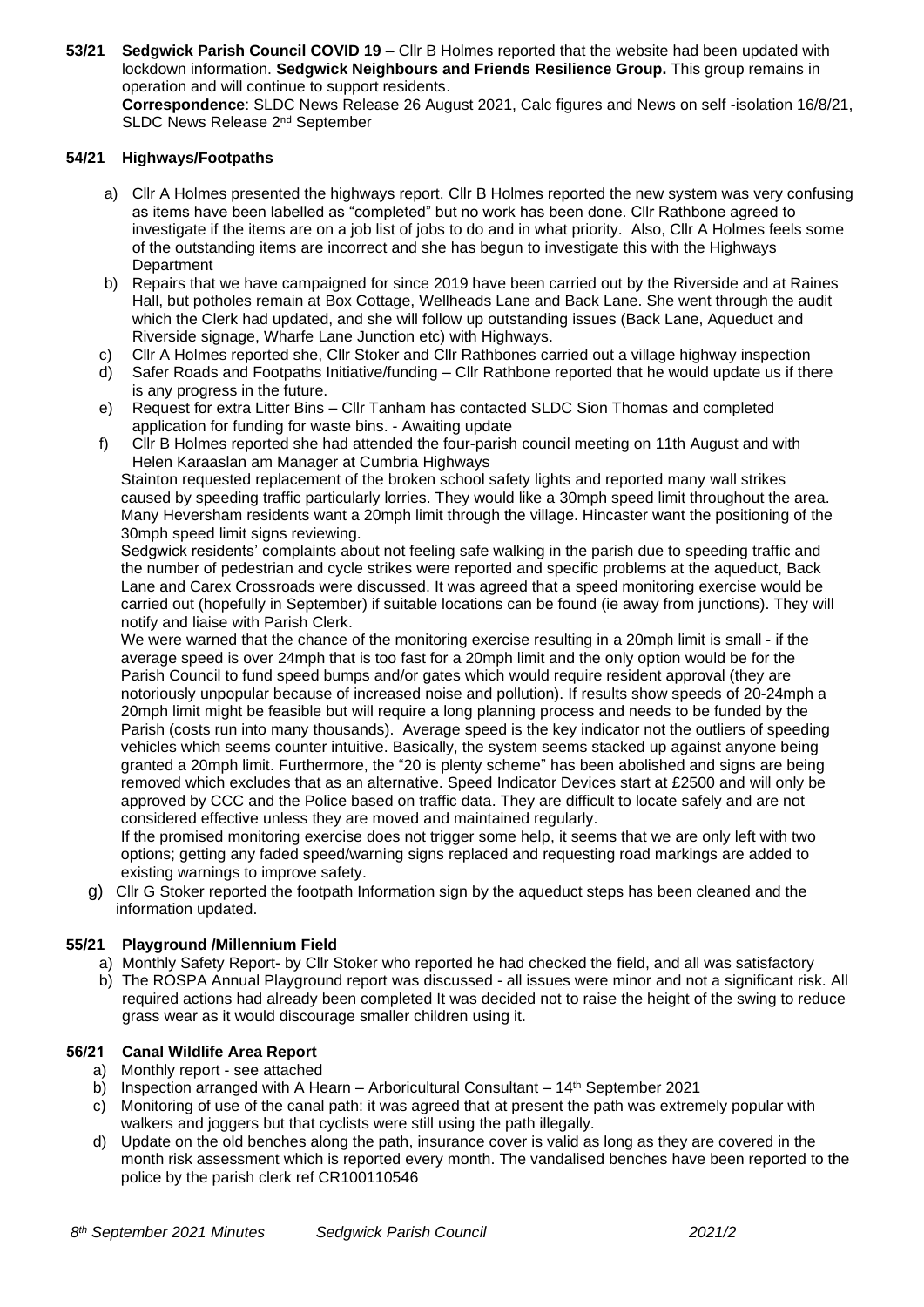**53/21 Sedgwick Parish Council COVID 19** – Cllr B Holmes reported that the website had been updated with lockdown information. **Sedgwick Neighbours and Friends Resilience Group.** This group remains in operation and will continue to support residents.
**Correspondence**: SLDC News Release 26 August 2021, Calc figures and News on self -isolation 16/8/21, SLDC News Release 2nd September

**54/21 Highways/Footpaths**

a) Cllr A Holmes presented the highways report. Cllr B Holmes reported the new system was very confusing as items have been labelled as "completed" but no work has been done. Cllr Rathbone agreed to investigate if the items are on a job list of jobs to do and in what priority. Also, Cllr A Holmes feels some of the outstanding items are incorrect and she has begun to investigate this with the Highways Department

b) Repairs that we have campaigned for since 2019 have been carried out by the Riverside and at Raines Hall, but potholes remain at Box Cottage, Wellheads Lane and Back Lane. She went through the audit which the Clerk had updated, and she will follow up outstanding issues (Back Lane, Aqueduct and Riverside signage, Wharfe Lane Junction etc) with Highways.

c) Cllr A Holmes reported she, Cllr Stoker and Cllr Rathbones carried out a village highway inspection

d) Safer Roads and Footpaths Initiative/funding – Cllr Rathbone reported that he would update us if there is any progress in the future.

e) Request for extra Litter Bins – Cllr Tanham has contacted SLDC Sion Thomas and completed application for funding for waste bins. - Awaiting update

f) Cllr B Holmes reported she had attended the four-parish council meeting on 11th August and with Helen Karaaslan am Manager at Cumbria Highways

Stainton requested replacement of the broken school safety lights and reported many wall strikes caused by speeding traffic particularly lorries. They would like a 30mph speed limit throughout the area. Many Heversham residents want a 20mph limit through the village. Hincaster want the positioning of the 30mph speed limit signs reviewing.

Sedgwick residents' complaints about not feeling safe walking in the parish due to speeding traffic and the number of pedestrian and cycle strikes were reported and specific problems at the aqueduct, Back Lane and Carex Crossroads were discussed. It was agreed that a speed monitoring exercise would be carried out (hopefully in September) if suitable locations can be found (ie away from junctions). They will notify and liaise with Parish Clerk.

We were warned that the chance of the monitoring exercise resulting in a 20mph limit is small - if the average speed is over 24mph that is too fast for a 20mph limit and the only option would be for the Parish Council to fund speed bumps and/or gates which would require resident approval (they are notoriously unpopular because of increased noise and pollution). If results show speeds of 20-24mph a 20mph limit might be feasible but will require a long planning process and needs to be funded by the Parish (costs run into many thousands). Average speed is the key indicator not the outliers of speeding vehicles which seems counter intuitive. Basically, the system seems stacked up against anyone being granted a 20mph limit. Furthermore, the "20 is plenty scheme" has been abolished and signs are being removed which excludes that as an alternative. Speed Indicator Devices start at £2500 and will only be approved by CCC and the Police based on traffic data. They are difficult to locate safely and are not considered effective unless they are moved and maintained regularly.

If the promised monitoring exercise does not trigger some help, it seems that we are only left with two options; getting any faded speed/warning signs replaced and requesting road markings are added to existing warnings to improve safety.

g) Cllr G Stoker reported the footpath Information sign by the aqueduct steps has been cleaned and the information updated.

**55/21 Playground /Millennium Field**

a) Monthly Safety Report- by Cllr Stoker who reported he had checked the field, and all was satisfactory

b) The ROSPA Annual Playground report was discussed - all issues were minor and not a significant risk. All required actions had already been completed It was decided not to raise the height of the swing to reduce grass wear as it would discourage smaller children using it.

**56/21 Canal Wildlife Area Report**

a) Monthly report - see attached

b) Inspection arranged with A Hearn – Arboricultural Consultant – 14th September 2021

c) Monitoring of use of the canal path: it was agreed that at present the path was extremely popular with walkers and joggers but that cyclists were still using the path illegally.

d) Update on the old benches along the path, insurance cover is valid as long as they are covered in the month risk assessment which is reported every month. The vandalised benches have been reported to the police by the parish clerk ref CR100110546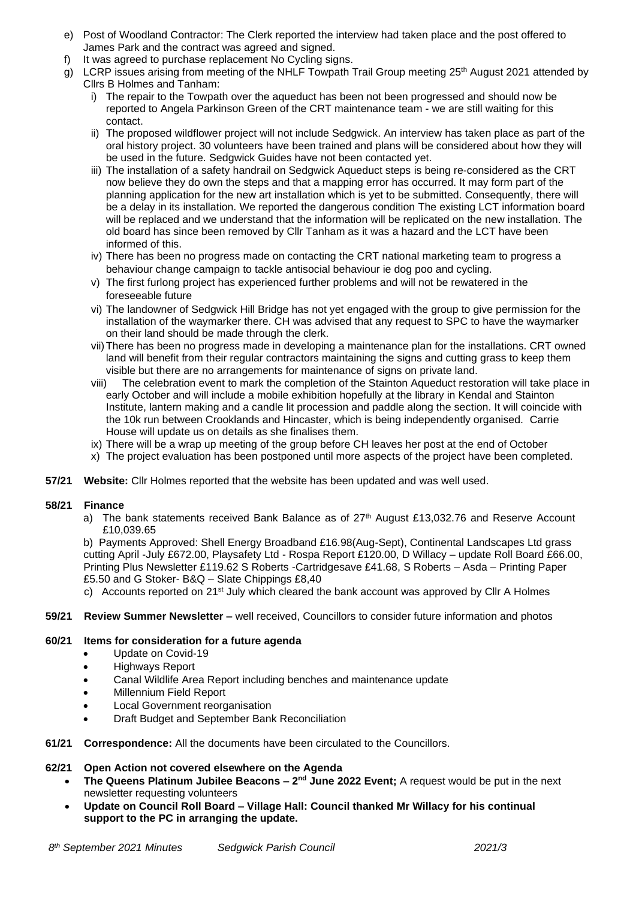e) Post of Woodland Contractor: The Clerk reported the interview had taken place and the post offered to James Park and the contract was agreed and signed.
f) It was agreed to purchase replacement No Cycling signs.
g) LCRP issues arising from meeting of the NHLF Towpath Trail Group meeting 25th August 2021 attended by Cllrs B Holmes and Tanham:
   i) The repair to the Towpath over the aqueduct has been not been progressed and should now be reported to Angela Parkinson Green of the CRT maintenance team - we are still waiting for this contact.
   ii) The proposed wildflower project will not include Sedgwick. An interview has taken place as part of the oral history project. 30 volunteers have been trained and plans will be considered about how they will be used in the future. Sedgwick Guides have not been contacted yet.
   iii) The installation of a safety handrail on Sedgwick Aqueduct steps is being re-considered as the CRT now believe they do own the steps and that a mapping error has occurred. It may form part of the planning application for the new art installation which is yet to be submitted. Consequently, there will be a delay in its installation. We reported the dangerous condition The existing LCT information board will be replaced and we understand that the information will be replicated on the new installation. The old board has since been removed by Cllr Tanham as it was a hazard and the LCT have been informed of this.
   iv) There has been no progress made on contacting the CRT national marketing team to progress a behaviour change campaign to tackle antisocial behaviour ie dog poo and cycling.
   v) The first furlong project has experienced further problems and will not be rewatered in the foreseeable future
   vi) The landowner of Sedgwick Hill Bridge has not yet engaged with the group to give permission for the installation of the waymarker there. CH was advised that any request to SPC to have the waymarker on their land should be made through the clerk.
   vii) There has been no progress made in developing a maintenance plan for the installations. CRT owned land will benefit from their regular contractors maintaining the signs and cutting grass to keep them visible but there are no arrangements for maintenance of signs on private land.
   viii) The celebration event to mark the completion of the Stainton Aqueduct restoration will take place in early October and will include a mobile exhibition hopefully at the library in Kendal and Stainton Institute, lantern making and a candle lit procession and paddle along the section. It will coincide with the 10k run between Crooklands and Hincaster, which is being independently organised. Carrie House will update us on details as she finalises them.
   ix) There will be a wrap up meeting of the group before CH leaves her post at the end of October
   x) The project evaluation has been postponed until more aspects of the project have been completed.

**57/21 Website:** Cllr Holmes reported that the website has been updated and was well used.

**58/21 Finance**

a) The bank statements received Bank Balance as of 27th August £13,032.76 and Reserve Account £10,039.65

b) Payments Approved: Shell Energy Broadband £16.98(Aug-Sept), Continental Landscapes Ltd grass cutting April -July £672.00, Playsafety Ltd - Rospa Report £120.00, D Willacy – update Roll Board £66.00, Printing Plus Newsletter £119.62 S Roberts -Cartridgesave £41.68, S Roberts – Asda – Printing Paper £5.50 and G Stoker- B&Q – Slate Chippings £8,40

c) Accounts reported on 21st July which cleared the bank account was approved by Cllr A Holmes

**59/21 Review Summer Newsletter –** well received, Councillors to consider future information and photos

**60/21 Items for consideration for a future agenda**

- Update on Covid-19
- Highways Report
- Canal Wildlife Area Report including benches and maintenance update
- Millennium Field Report
- Local Government reorganisation
- Draft Budget and September Bank Reconciliation

**61/21 Correspondence:** All the documents have been circulated to the Councillors.

**62/21 Open Action not covered elsewhere on the Agenda**

- **The Queens Platinum Jubilee Beacons – 2nd June 2022 Event;** A request would be put in the next newsletter requesting volunteers
- **Update on Council Roll Board – Village Hall: Council thanked Mr Willacy for his continual support to the PC in arranging the update.**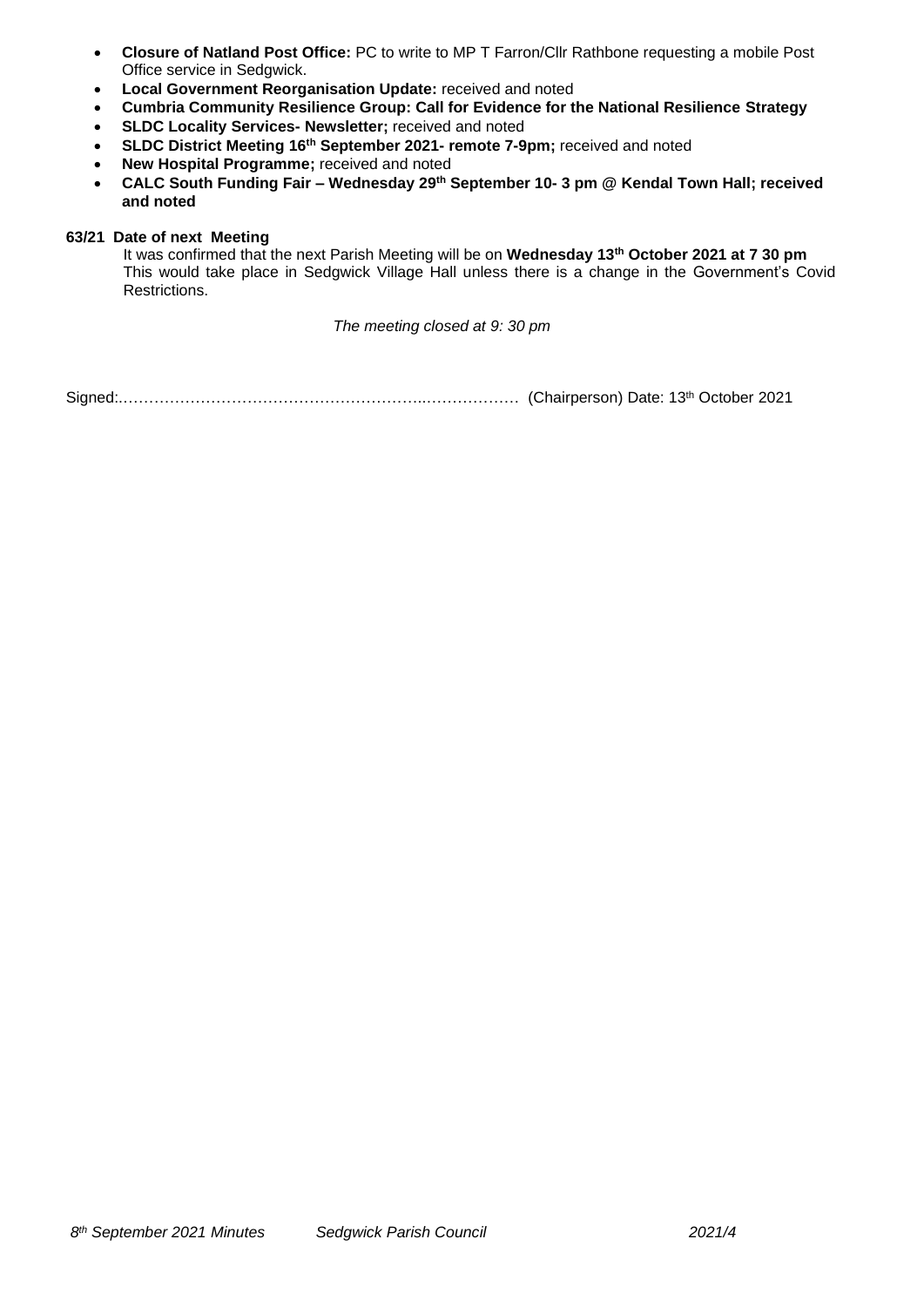- **Closure of Natland Post Office:** PC to write to MP T Farron/Cllr Rathbone requesting a mobile Post Office service in Sedgwick.
- **Local Government Reorganisation Update:** received and noted
- **Cumbria Community Resilience Group: Call for Evidence for the National Resilience Strategy**
- **SLDC Locality Services- Newsletter;** received and noted
- **SLDC District Meeting 16th September 2021- remote 7-9pm;** received and noted
- **New Hospital Programme;** received and noted
- **CALC South Funding Fair – Wednesday 29th September 10- 3 pm @ Kendal Town Hall; received and noted**

**63/21 Date of next Meeting**

It was confirmed that the next Parish Meeting will be on **Wednesday 13th October 2021 at 7 30 pm** This would take place in Sedgwick Village Hall unless there is a change in the Government's Covid Restrictions.

*The meeting closed at 9: 30 pm*

Signed:………………………………………………………..……………… (Chairperson) Date: 13th October 2021